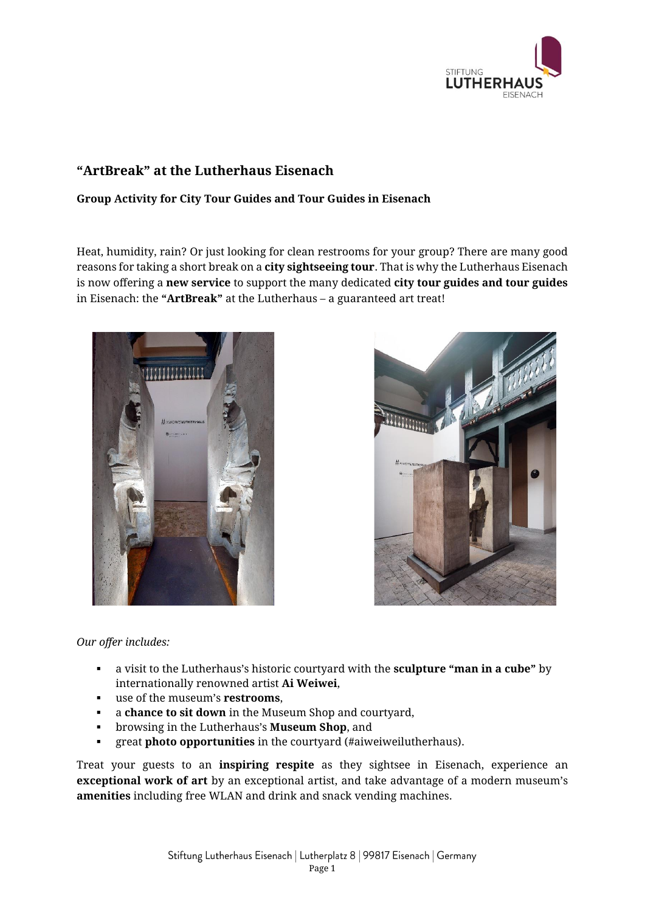## "ArtBreak" at the Lutherhaus Eisenach

**Group Activity for City Tour Guides and Tour Guides in Eisenach**

Heat, humidity, rain? Or just looking for clean restrooms for your group? There are many good reasons for taking a short break on a **city sightseeing tour**. That is why the Lutherhaus Eisenach is now offering a **new service** to support the many dedicated **city tour guides and tour guides** in Eisenach: the **"ArtBreak"** at the Lutherhaus – a guaranteed art treat!

*Our offer includes:*

- a visit to the Lutherhaus's historic courtyard with the **sculpture "man in a cube"** by internationally renowned artist **Ai Weiwei**,
- use of the museum's **restrooms**,
- a **chance to sit down** in the Museum Shop and courtyard,
- browsing in the Lutherhaus's **Museum Shop**, and
- great **photo opportunities** in the courtyard (#aiweiweilutherhaus).

Treat your guests to an **inspiring respite** as they sightsee in Eisenach, experience an **exceptional work of art** by an exceptional artist, and take advantage of a modern museum's **amenities** including free WLAN and drink and snack vending machines.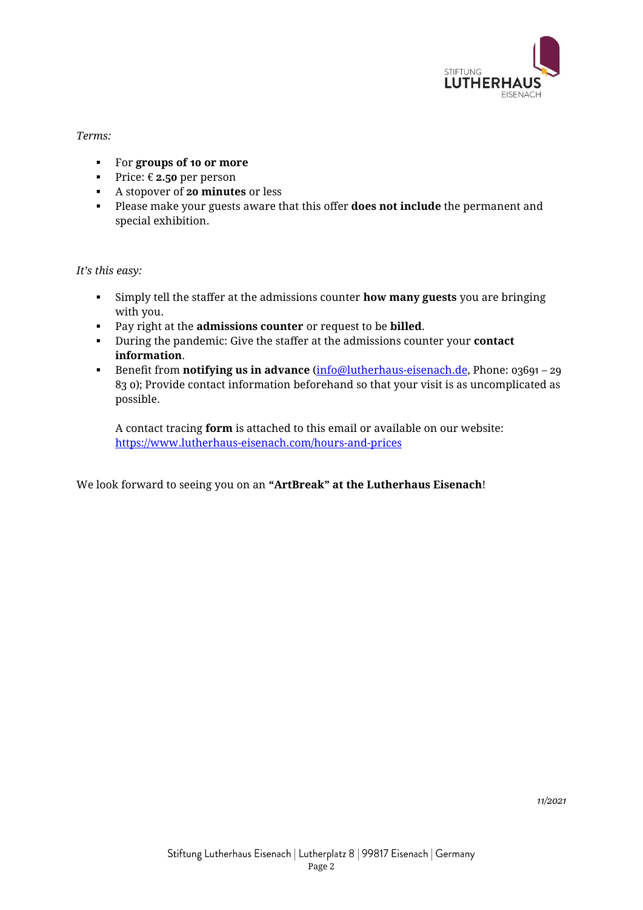*Terms:*

- For **groups of 10 or more**
- Price: € **2.50** per person
- A stopover of **20 minutes** or less
- Please make your guests aware that this offer **does not include** the permanent and special exhibition.

*It's this easy:*

- Simply tell the staffer at the admissions counter **how many guests** you are bringing with you.
- Pay right at the **admissions counter** or request to be **billed**.
- During the pandemic: Give the staffer at the admissions counter your **contact information**.
- Benefit from **notifying us in advance** (info@lutherhaus-eisenach.de, Phone: 03691 – 29 83 0); Provide contact information beforehand so that your visit is as uncomplicated as possible.

  A contact tracing **form** is attached to this email or available on our website: https://www.lutherhaus-eisenach.com/hours-and-prices

We look forward to seeing you on an **"ArtBreak" at the Lutherhaus Eisenach**!

*11/2021*